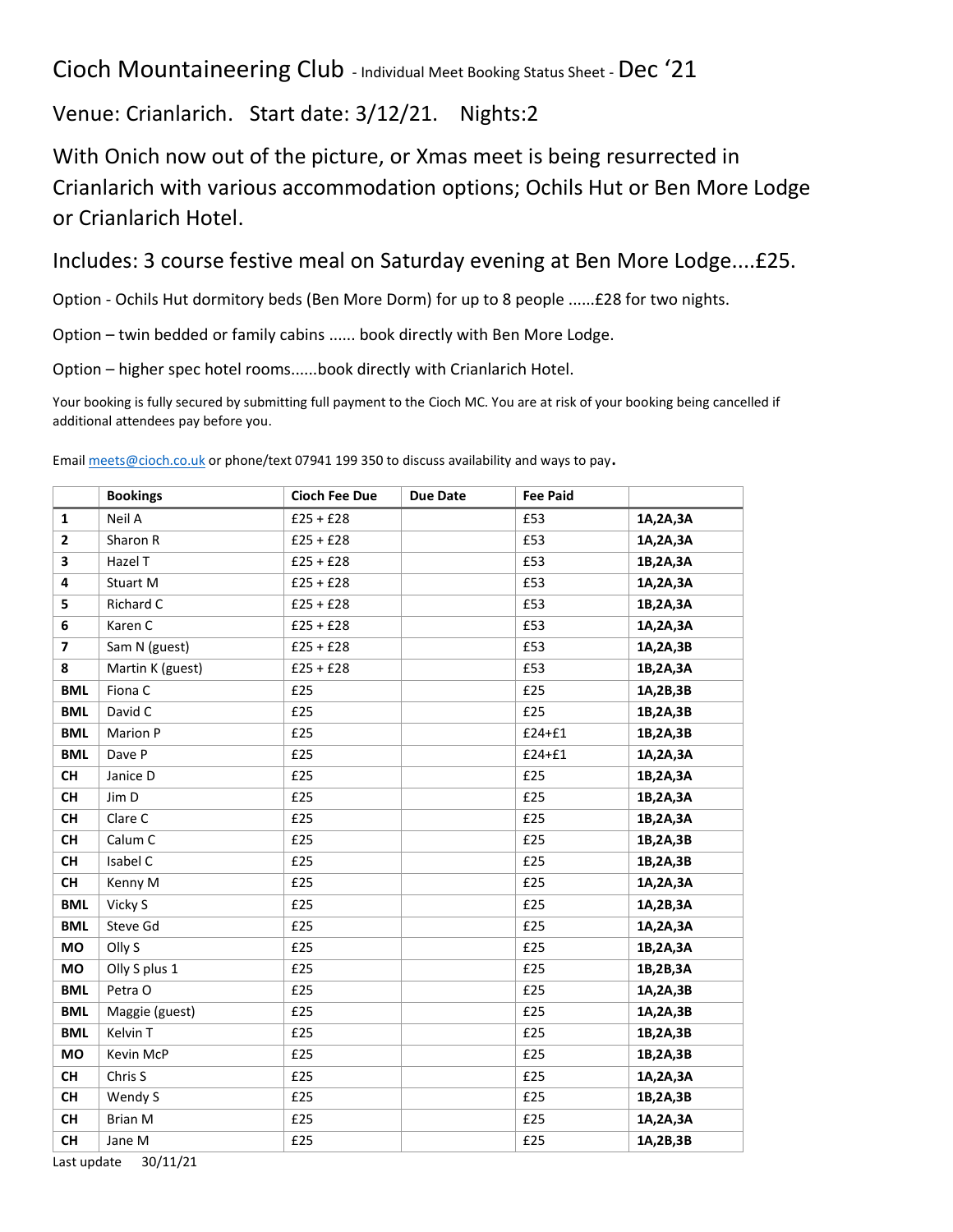# Cioch Mountaineering Club - Individual Meet Booking Status Sheet - Dec '21

## Venue: Crianlarich. Start date: 3/12/21. Nights:2

With Onich now out of the picture, or Xmas meet is being resurrected in Crianlarich with various accommodation options; Ochils Hut or Ben More Lodge or Crianlarich Hotel.

Includes: 3 course festive meal on Saturday evening at Ben More Lodge....£25.

Option - Ochils Hut dormitory beds (Ben More Dorm) for up to 8 people ......£28 for two nights.

Option – twin bedded or family cabins ...... book directly with Ben More Lodge.

Option – higher spec hotel rooms......book directly with Crianlarich Hotel.

Your booking is fully secured by submitting full payment to the Cioch MC. You are at risk of your booking being cancelled if additional attendees pay before you.

Email meets@cioch.co.uk or phone/text 07941 199 350 to discuss availability and ways to pay.

| | Bookings | Cioch Fee Due | Due Date | Fee Paid | |
|---|---|---|---|---|---|
| **1** | Neil A | £25 + £28 | | £53 | **1A,2A,3A** |
| **2** | Sharon R | £25 + £28 | | £53 | **1A,2A,3A** |
| **3** | Hazel T | £25 + £28 | | £53 | **1B,2A,3A** |
| **4** | Stuart M | £25 + £28 | | £53 | **1A,2A,3A** |
| **5** | Richard C | £25 + £28 | | £53 | **1B,2A,3A** |
| **6** | Karen C | £25 + £28 | | £53 | **1A,2A,3A** |
| **7** | Sam N (guest) | £25 + £28 | | £53 | **1A,2A,3B** |
| **8** | Martin K (guest) | £25 + £28 | | £53 | **1B,2A,3A** |
| **BML** | Fiona C | £25 | | £25 | **1A,2B,3B** |
| **BML** | David C | £25 | | £25 | **1B,2A,3B** |
| **BML** | Marion P | £25 | | £24+£1 | **1B,2A,3B** |
| **BML** | Dave P | £25 | | £24+£1 | **1A,2A,3A** |
| **CH** | Janice D | £25 | | £25 | **1B,2A,3A** |
| **CH** | Jim D | £25 | | £25 | **1B,2A,3A** |
| **CH** | Clare C | £25 | | £25 | **1B,2A,3A** |
| **CH** | Calum C | £25 | | £25 | **1B,2A,3B** |
| **CH** | Isabel C | £25 | | £25 | **1B,2A,3B** |
| **CH** | Kenny M | £25 | | £25 | **1A,2A,3A** |
| **BML** | Vicky S | £25 | | £25 | **1A,2B,3A** |
| **BML** | Steve Gd | £25 | | £25 | **1A,2A,3A** |
| **MO** | Olly S | £25 | | £25 | **1B,2A,3A** |
| **MO** | Olly S plus 1 | £25 | | £25 | **1B,2B,3A** |
| **BML** | Petra O | £25 | | £25 | **1A,2A,3B** |
| **BML** | Maggie (guest) | £25 | | £25 | **1A,2A,3B** |
| **BML** | Kelvin T | £25 | | £25 | **1B,2A,3B** |
| **MO** | Kevin McP | £25 | | £25 | **1B,2A,3B** |
| **CH** | Chris S | £25 | | £25 | **1A,2A,3A** |
| **CH** | Wendy S | £25 | | £25 | **1B,2A,3B** |
| **CH** | Brian M | £25 | | £25 | **1A,2A,3A** |
| **CH** | Jane M | £25 | | £25 | **1A,2B,3B** |

Last update 30/11/21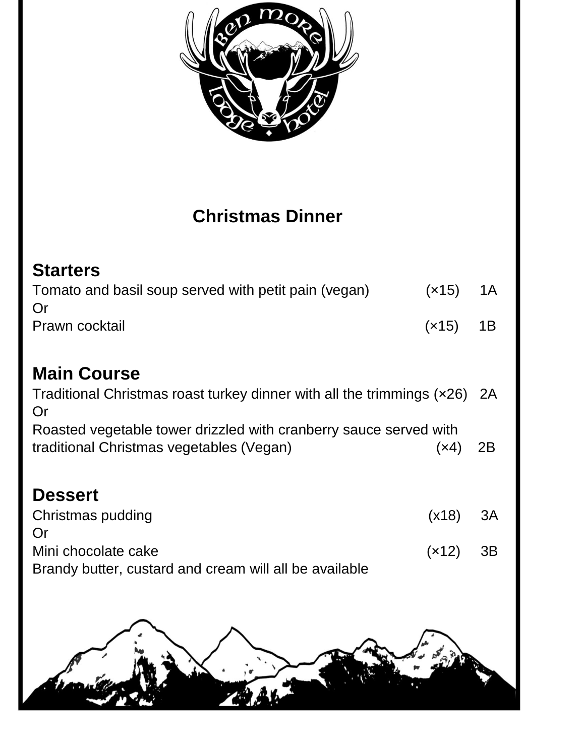# Christmas Dinner

## Starters

Tomato and basil soup served with petit pain (vegan) (×15) 1A

Or

Prawn cocktail (×15) 1B

## Main Course

Traditional Christmas roast turkey dinner with all the trimmings (×26) 2A

Or

Roasted vegetable tower drizzled with cranberry sauce served with traditional Christmas vegetables (Vegan) (×4) 2B

## Dessert

Christmas pudding (x18) 3A

Or

Mini chocolate cake (×12) 3B

Brandy butter, custard and cream will all be available